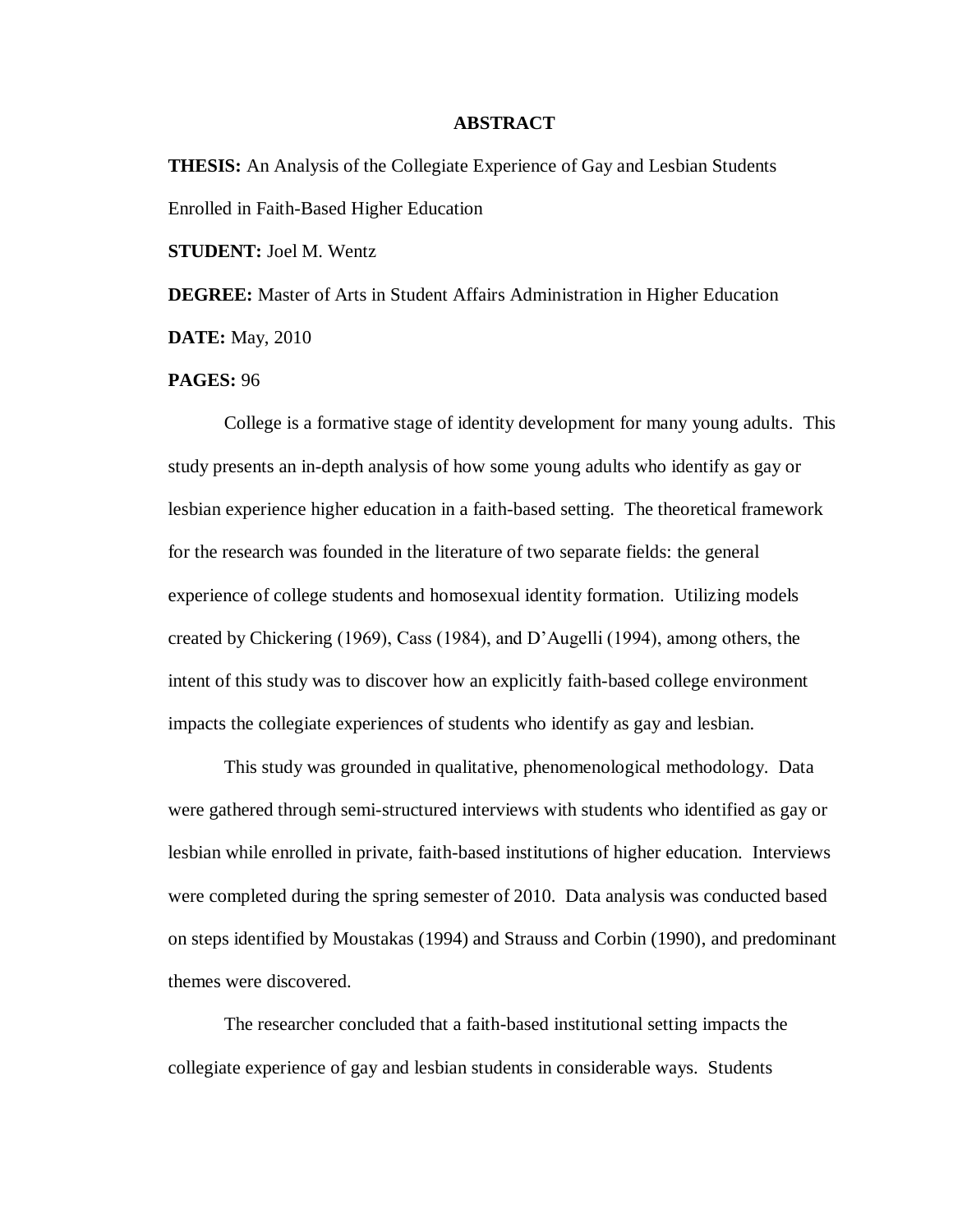# ABSTRACT

**THESIS:** An Analysis of the Collegiate Experience of Gay and Lesbian Students Enrolled in Faith-Based Higher Education

**STUDENT:** Joel M. Wentz

**DEGREE:** Master of Arts in Student Affairs Administration in Higher Education

**DATE:** May, 2010

**PAGES:** 96

College is a formative stage of identity development for many young adults. This study presents an in-depth analysis of how some young adults who identify as gay or lesbian experience higher education in a faith-based setting. The theoretical framework for the research was founded in the literature of two separate fields: the general experience of college students and homosexual identity formation. Utilizing models created by Chickering (1969), Cass (1984), and D'Augelli (1994), among others, the intent of this study was to discover how an explicitly faith-based college environment impacts the collegiate experiences of students who identify as gay and lesbian.

This study was grounded in qualitative, phenomenological methodology. Data were gathered through semi-structured interviews with students who identified as gay or lesbian while enrolled in private, faith-based institutions of higher education. Interviews were completed during the spring semester of 2010. Data analysis was conducted based on steps identified by Moustakas (1994) and Strauss and Corbin (1990), and predominant themes were discovered.

The researcher concluded that a faith-based institutional setting impacts the collegiate experience of gay and lesbian students in considerable ways. Students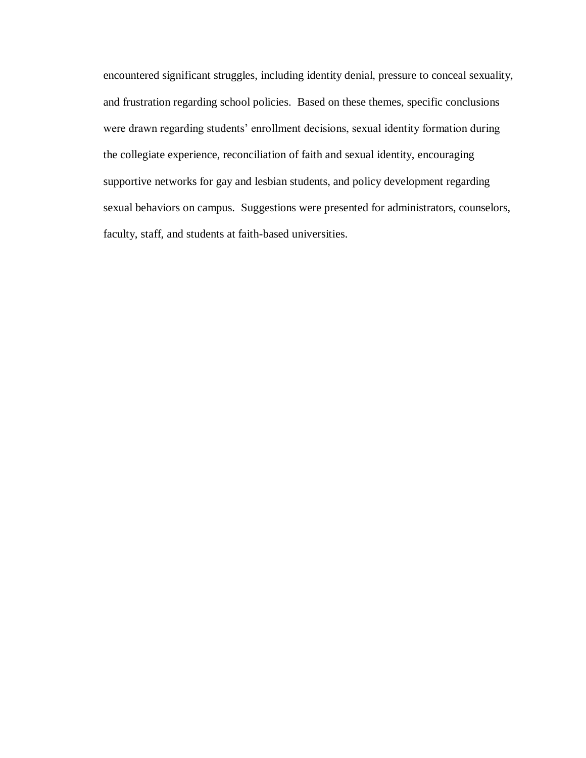encountered significant struggles, including identity denial, pressure to conceal sexuality, and frustration regarding school policies. Based on these themes, specific conclusions were drawn regarding students' enrollment decisions, sexual identity formation during the collegiate experience, reconciliation of faith and sexual identity, encouraging supportive networks for gay and lesbian students, and policy development regarding sexual behaviors on campus. Suggestions were presented for administrators, counselors, faculty, staff, and students at faith-based universities.